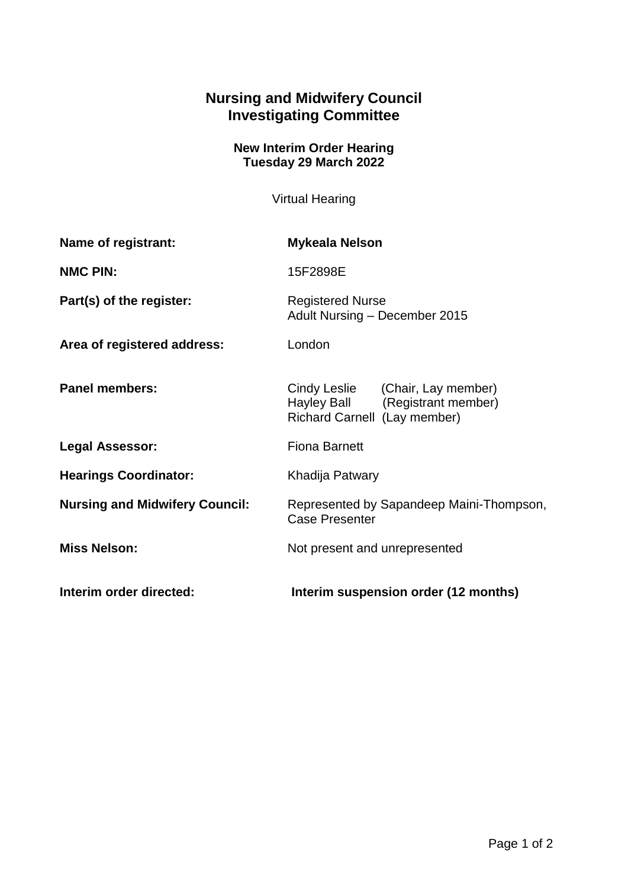# Nursing and Midwifery Council
# Investigating Committee

### New Interim Order Hearing
### Tuesday 29 March 2022

Virtual Hearing

| | |
|---|---|
| **Name of registrant:** | **Mykeala Nelson** |
| **NMC PIN:** | 15F2898E |
| **Part(s) of the register:** | Registered Nurse<br>Adult Nursing – December 2015 |
| **Area of registered address:** | London |
| **Panel members:** | Cindy Leslie (Chair, Lay member)<br>Hayley Ball (Registrant member)<br>Richard Carnell (Lay member) |
| **Legal Assessor:** | Fiona Barnett |
| **Hearings Coordinator:** | Khadija Patwary |
| **Nursing and Midwifery Council:** | Represented by Sapandeep Maini-Thompson, Case Presenter |
| **Miss Nelson:** | Not present and unrepresented |
| **Interim order directed:** | **Interim suspension order (12 months)** |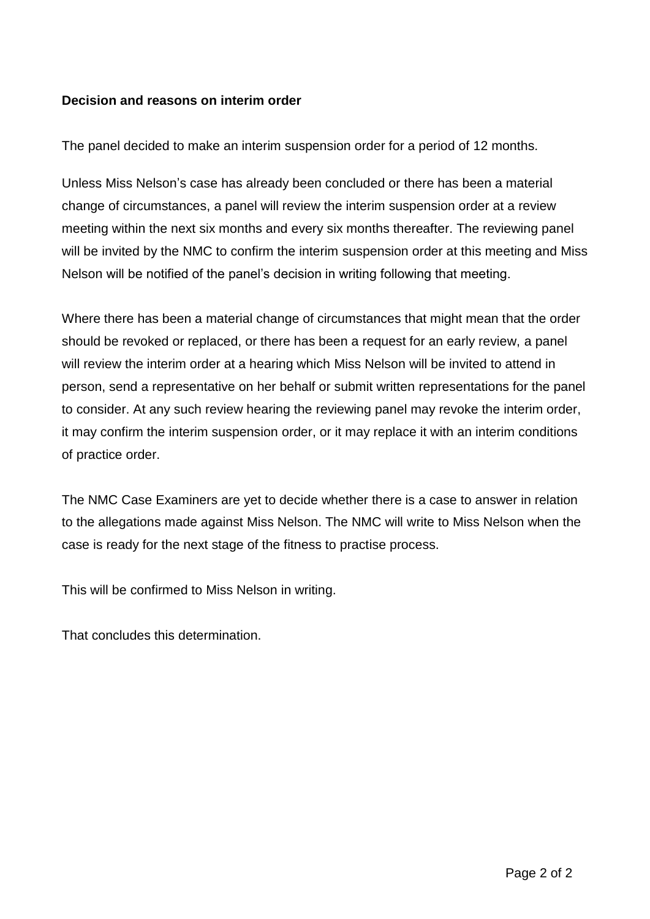**Decision and reasons on interim order**

The panel decided to make an interim suspension order for a period of 12 months.

Unless Miss Nelson's case has already been concluded or there has been a material change of circumstances, a panel will review the interim suspension order at a review meeting within the next six months and every six months thereafter. The reviewing panel will be invited by the NMC to confirm the interim suspension order at this meeting and Miss Nelson will be notified of the panel's decision in writing following that meeting.

Where there has been a material change of circumstances that might mean that the order should be revoked or replaced, or there has been a request for an early review, a panel will review the interim order at a hearing which Miss Nelson will be invited to attend in person, send a representative on her behalf or submit written representations for the panel to consider. At any such review hearing the reviewing panel may revoke the interim order, it may confirm the interim suspension order, or it may replace it with an interim conditions of practice order.

The NMC Case Examiners are yet to decide whether there is a case to answer in relation to the allegations made against Miss Nelson. The NMC will write to Miss Nelson when the case is ready for the next stage of the fitness to practise process.

This will be confirmed to Miss Nelson in writing.

That concludes this determination.